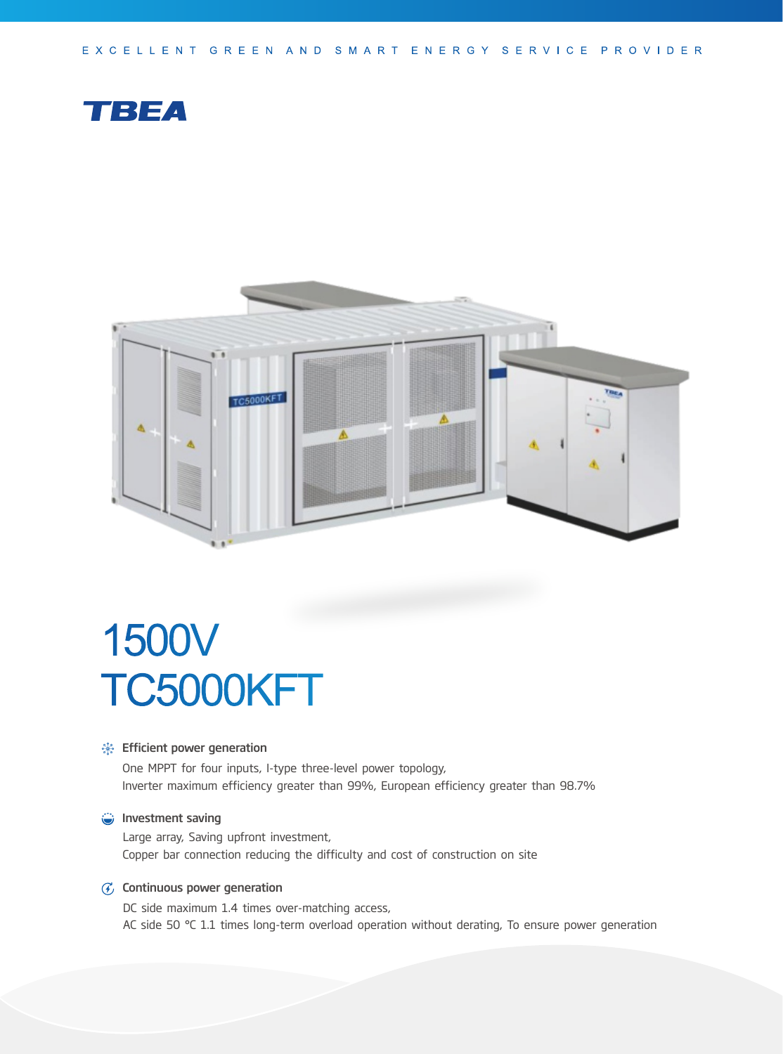EXCELLENT GREEN AND SMART ENERGY SERVICE PROVIDER

TBEA

# 1500V TC5000KFT

### Efficient power generation

One MPPT for four inputs, I-type three-level power topology,
Inverter maximum efficiency greater than 99%, European efficiency greater than 98.7%

### Investment saving

Large array, Saving upfront investment,
Copper bar connection reducing the difficulty and cost of construction on site

### Continuous power generation

DC side maximum 1.4 times over-matching access,
AC side 50 °C 1.1 times long-term overload operation without derating, To ensure power generation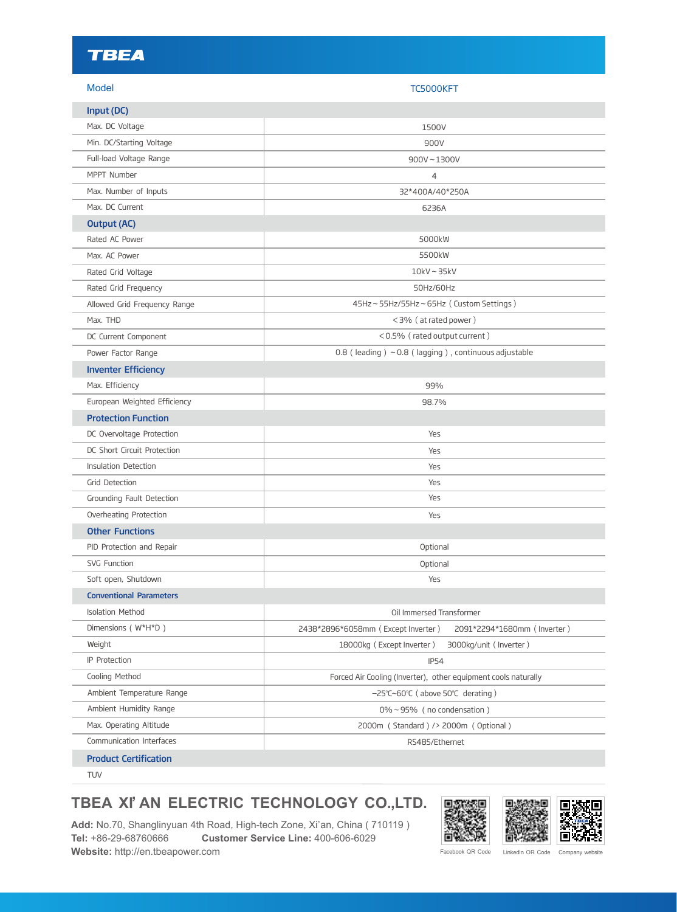# TBEA

| Model | TC5000KFT |
|---|---|
| **Input (DC)** | |
| Max. DC Voltage | 1500V |
| Min. DC/Starting Voltage | 900V |
| Full-load Voltage Range | 900V～1300V |
| MPPT Number | 4 |
| Max. Number of Inputs | 32*400A/40*250A |
| Max. DC Current | 6236A |
| **Output (AC)** | |
| Rated AC Power | 5000kW |
| Max. AC Power | 5500kW |
| Rated Grid Voltage | 10kV～35kV |
| Rated Grid Frequency | 50Hz/60Hz |
| Allowed Grid Frequency Range | 45Hz～55Hz/55Hz～65Hz（Custom Settings） |
| Max. THD | ＜3%（at rated power） |
| DC Current Component | ＜0.5%（rated output current） |
| Power Factor Range | 0.8（leading）～0.8（lagging）, continuous adjustable |
| **Inventer Efficiency** | |
| Max. Efficiency | 99% |
| European Weighted Efficiency | 98.7% |
| **Protection Function** | |
| DC Overvoltage Protection | Yes |
| DC Short Circuit Protection | Yes |
| Insulation Detection | Yes |
| Grid Detection | Yes |
| Grounding Fault Detection | Yes |
| Overheating Protection | Yes |
| **Other Functions** | |
| PID Protection and Repair | Optional |
| SVG Function | Optional |
| Soft open, Shutdown | Yes |
| **Conventional Parameters** | |
| Isolation Method | Oil Immersed Transformer |
| Dimensions（W*H*D） | 2438*2896*6058mm（Except Inverter） 2091*2294*1680mm（Inverter） |
| Weight | 18000kg（Except Inverter） 3000kg/unit（Inverter） |
| IP Protection | IP54 |
| Cooling Method | Forced Air Cooling (Inverter), other equipment cools naturally |
| Ambient Temperature Range | -25℃~60℃（above 50℃ derating） |
| Ambient Humidity Range | 0%～95%（no condensation） |
| Max. Operating Altitude | 2000m（Standard）/> 2000m（Optional） |
| Communication Interfaces | RS485/Ethernet |
| **Product Certification** | |
| TUV | |

## TBEA XI' AN ELECTRIC TECHNOLOGY CO.,LTD.

**Add:** No.70, Shanglinyuan 4th Road, High-tech Zone, Xi'an, China ( 710119 )
**Tel:** +86-29-68760666 **Customer Service Line:** 400-606-6029
**Website:** http://en.tbeapower.com

Facebook QR Code LinkedIn OR Code Company website